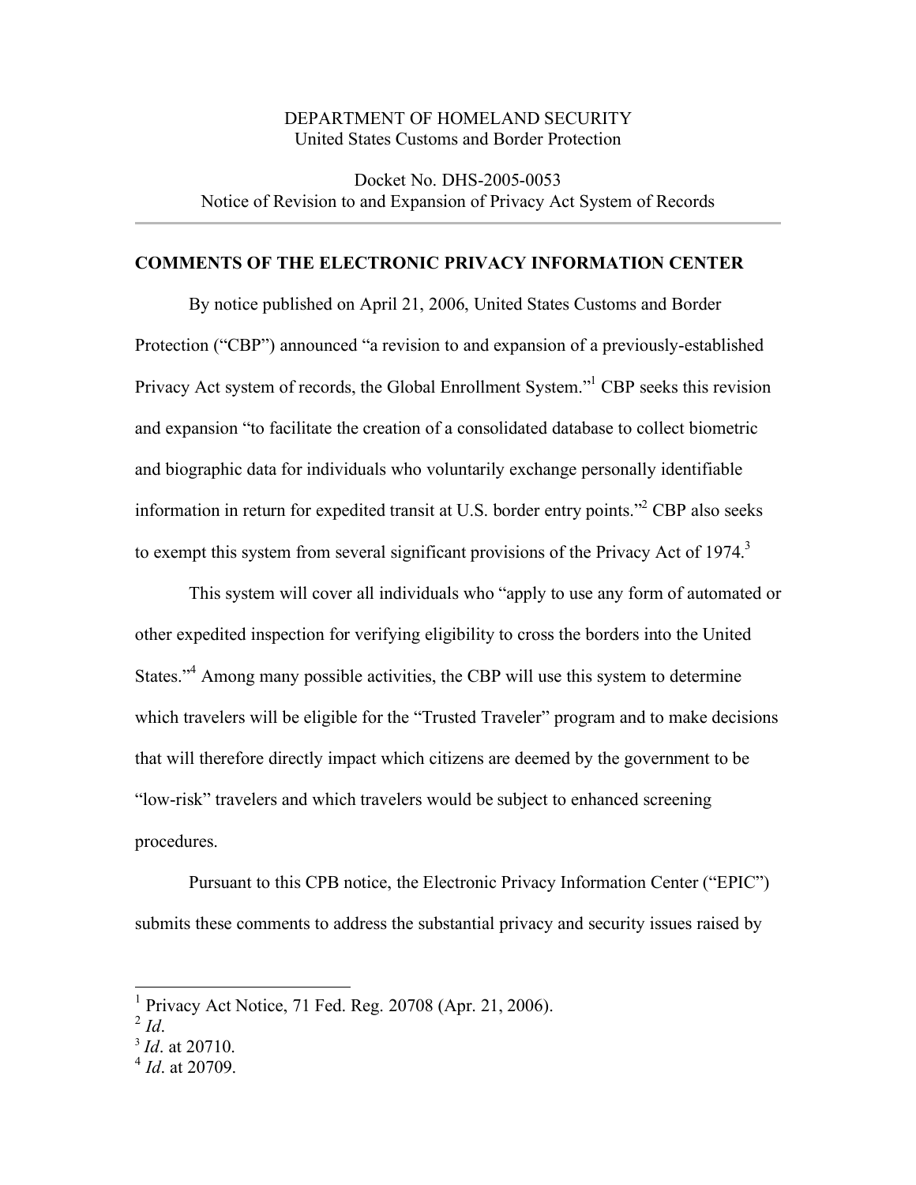DEPARTMENT OF HOMELAND SECURITY
United States Customs and Border Protection

Docket No. DHS-2005-0053
Notice of Revision to and Expansion of Privacy Act System of Records

---

## COMMENTS OF THE ELECTRONIC PRIVACY INFORMATION CENTER

By notice published on April 21, 2006, United States Customs and Border Protection ("CBP") announced "a revision to and expansion of a previously-established Privacy Act system of records, the Global Enrollment System."[1] CBP seeks this revision and expansion "to facilitate the creation of a consolidated database to collect biometric and biographic data for individuals who voluntarily exchange personally identifiable information in return for expedited transit at U.S. border entry points."[2] CBP also seeks to exempt this system from several significant provisions of the Privacy Act of 1974.[3]

This system will cover all individuals who "apply to use any form of automated or other expedited inspection for verifying eligibility to cross the borders into the United States."[4] Among many possible activities, the CBP will use this system to determine which travelers will be eligible for the "Trusted Traveler" program and to make decisions that will therefore directly impact which citizens are deemed by the government to be "low-risk" travelers and which travelers would be subject to enhanced screening procedures.

Pursuant to this CPB notice, the Electronic Privacy Information Center ("EPIC") submits these comments to address the substantial privacy and security issues raised by

---

[1] Privacy Act Notice, 71 Fed. Reg. 20708 (Apr. 21, 2006).
[2] *Id*.
[3] *Id*. at 20710.
[4] *Id*. at 20709.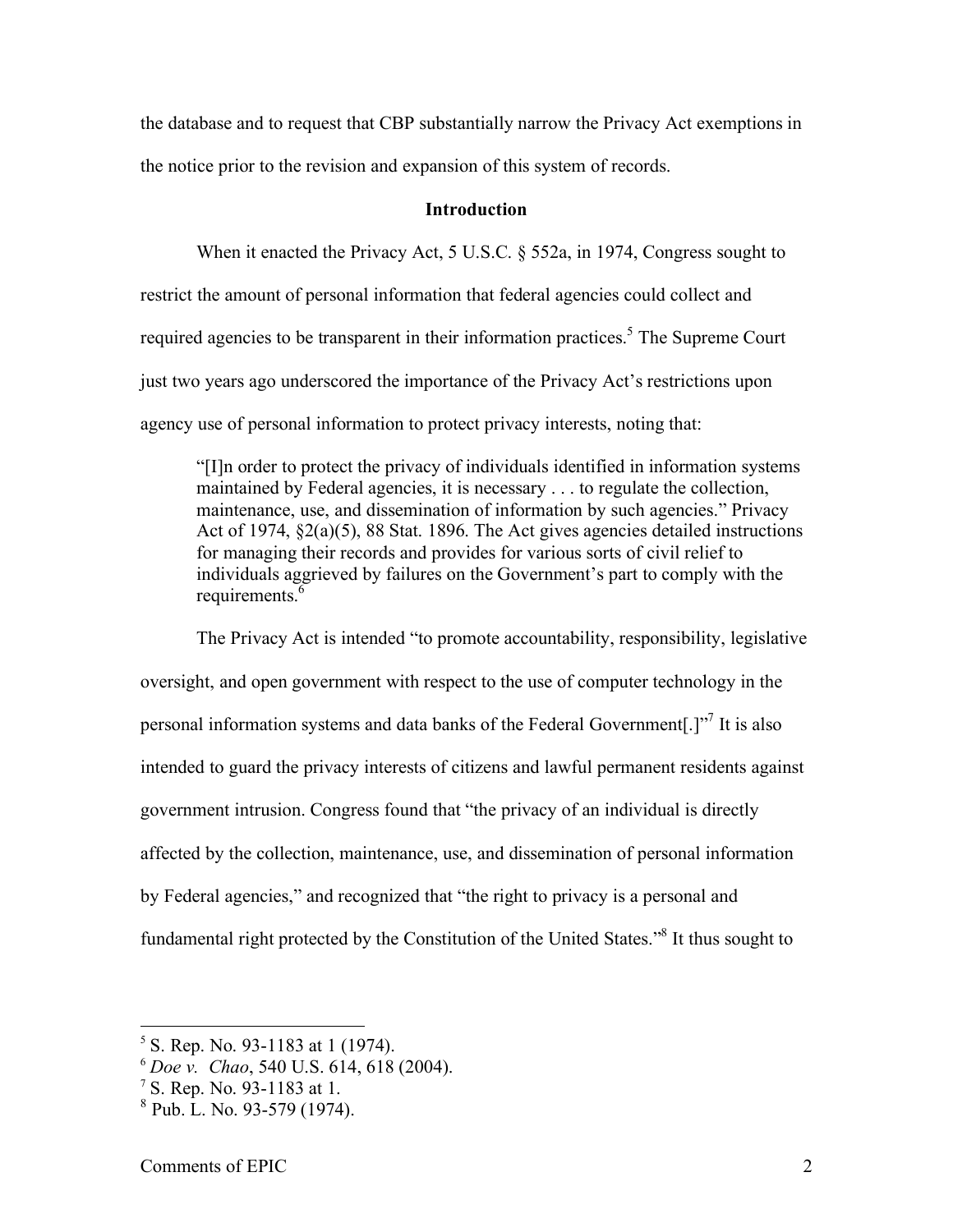the database and to request that CBP substantially narrow the Privacy Act exemptions in the notice prior to the revision and expansion of this system of records.

## Introduction

When it enacted the Privacy Act, 5 U.S.C. § 552a, in 1974, Congress sought to restrict the amount of personal information that federal agencies could collect and required agencies to be transparent in their information practices.[5] The Supreme Court just two years ago underscored the importance of the Privacy Act's restrictions upon agency use of personal information to protect privacy interests, noting that:

> "[I]n order to protect the privacy of individuals identified in information systems maintained by Federal agencies, it is necessary . . . to regulate the collection, maintenance, use, and dissemination of information by such agencies." Privacy Act of 1974, §2(a)(5), 88 Stat. 1896. The Act gives agencies detailed instructions for managing their records and provides for various sorts of civil relief to individuals aggrieved by failures on the Government's part to comply with the requirements.[6]

The Privacy Act is intended "to promote accountability, responsibility, legislative oversight, and open government with respect to the use of computer technology in the personal information systems and data banks of the Federal Government[.]"[7] It is also intended to guard the privacy interests of citizens and lawful permanent residents against government intrusion. Congress found that "the privacy of an individual is directly affected by the collection, maintenance, use, and dissemination of personal information by Federal agencies," and recognized that "the right to privacy is a personal and fundamental right protected by the Constitution of the United States."[8] It thus sought to

---

[5] S. Rep. No. 93-1183 at 1 (1974).

[6] *Doe v. Chao*, 540 U.S. 614, 618 (2004).

[7] S. Rep. No. 93-1183 at 1.

[8] Pub. L. No. 93-579 (1974).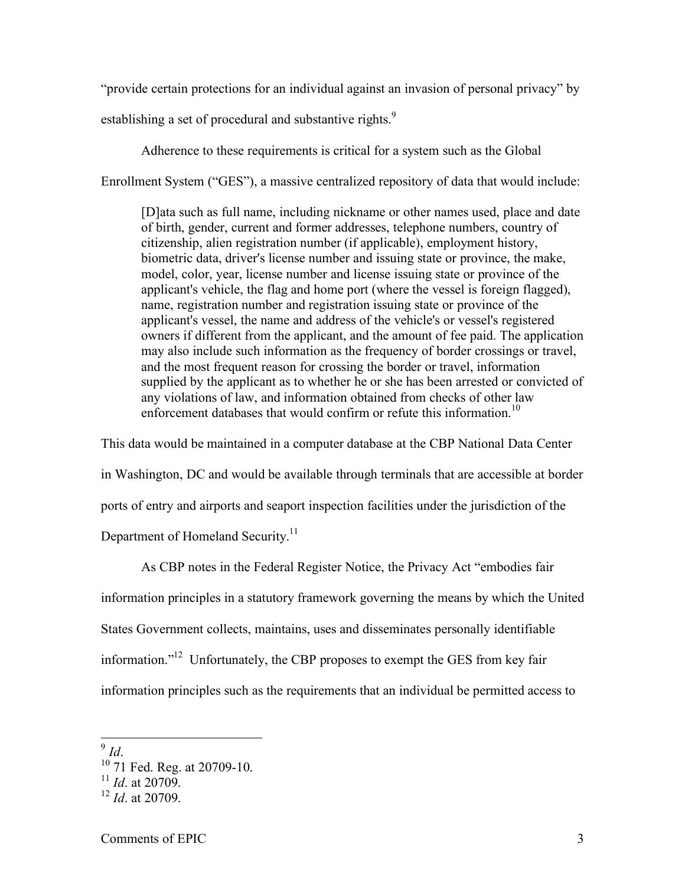"provide certain protections for an individual against an invasion of personal privacy" by establishing a set of procedural and substantive rights.[9]

Adherence to these requirements is critical for a system such as the Global Enrollment System ("GES"), a massive centralized repository of data that would include:

> [D]ata such as full name, including nickname or other names used, place and date of birth, gender, current and former addresses, telephone numbers, country of citizenship, alien registration number (if applicable), employment history, biometric data, driver's license number and issuing state or province, the make, model, color, year, license number and license issuing state or province of the applicant's vehicle, the flag and home port (where the vessel is foreign flagged), name, registration number and registration issuing state or province of the applicant's vessel, the name and address of the vehicle's or vessel's registered owners if different from the applicant, and the amount of fee paid. The application may also include such information as the frequency of border crossings or travel, and the most frequent reason for crossing the border or travel, information supplied by the applicant as to whether he or she has been arrested or convicted of any violations of law, and information obtained from checks of other law enforcement databases that would confirm or refute this information.[10]

This data would be maintained in a computer database at the CBP National Data Center in Washington, DC and would be available through terminals that are accessible at border ports of entry and airports and seaport inspection facilities under the jurisdiction of the Department of Homeland Security.[11]

As CBP notes in the Federal Register Notice, the Privacy Act "embodies fair information principles in a statutory framework governing the means by which the United States Government collects, maintains, uses and disseminates personally identifiable information."[12] Unfortunately, the CBP proposes to exempt the GES from key fair information principles such as the requirements that an individual be permitted access to

---

[9] *Id*.
[10] 71 Fed. Reg. at 20709-10.
[11] *Id*. at 20709.
[12] *Id*. at 20709.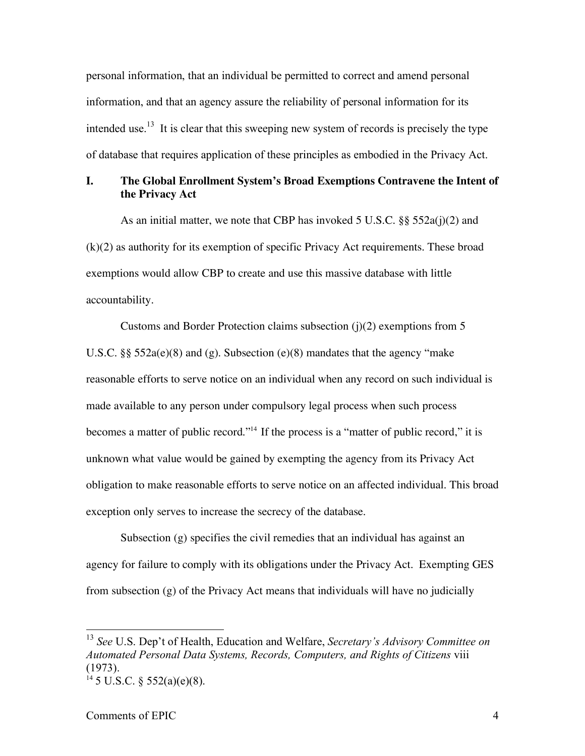personal information, that an individual be permitted to correct and amend personal information, and that an agency assure the reliability of personal information for its intended use.[13] It is clear that this sweeping new system of records is precisely the type of database that requires application of these principles as embodied in the Privacy Act.

## I. The Global Enrollment System's Broad Exemptions Contravene the Intent of the Privacy Act

As an initial matter, we note that CBP has invoked 5 U.S.C. §§ 552a(j)(2) and (k)(2) as authority for its exemption of specific Privacy Act requirements. These broad exemptions would allow CBP to create and use this massive database with little accountability.

Customs and Border Protection claims subsection (j)(2) exemptions from 5 U.S.C. §§ 552a(e)(8) and (g). Subsection (e)(8) mandates that the agency "make reasonable efforts to serve notice on an individual when any record on such individual is made available to any person under compulsory legal process when such process becomes a matter of public record."[14] If the process is a "matter of public record," it is unknown what value would be gained by exempting the agency from its Privacy Act obligation to make reasonable efforts to serve notice on an affected individual. This broad exception only serves to increase the secrecy of the database.

Subsection (g) specifies the civil remedies that an individual has against an agency for failure to comply with its obligations under the Privacy Act. Exempting GES from subsection (g) of the Privacy Act means that individuals will have no judicially

---

[13] *See* U.S. Dep't of Health, Education and Welfare, *Secretary's Advisory Committee on Automated Personal Data Systems, Records, Computers, and Rights of Citizens* viii (1973).

[14] 5 U.S.C. § 552(a)(e)(8).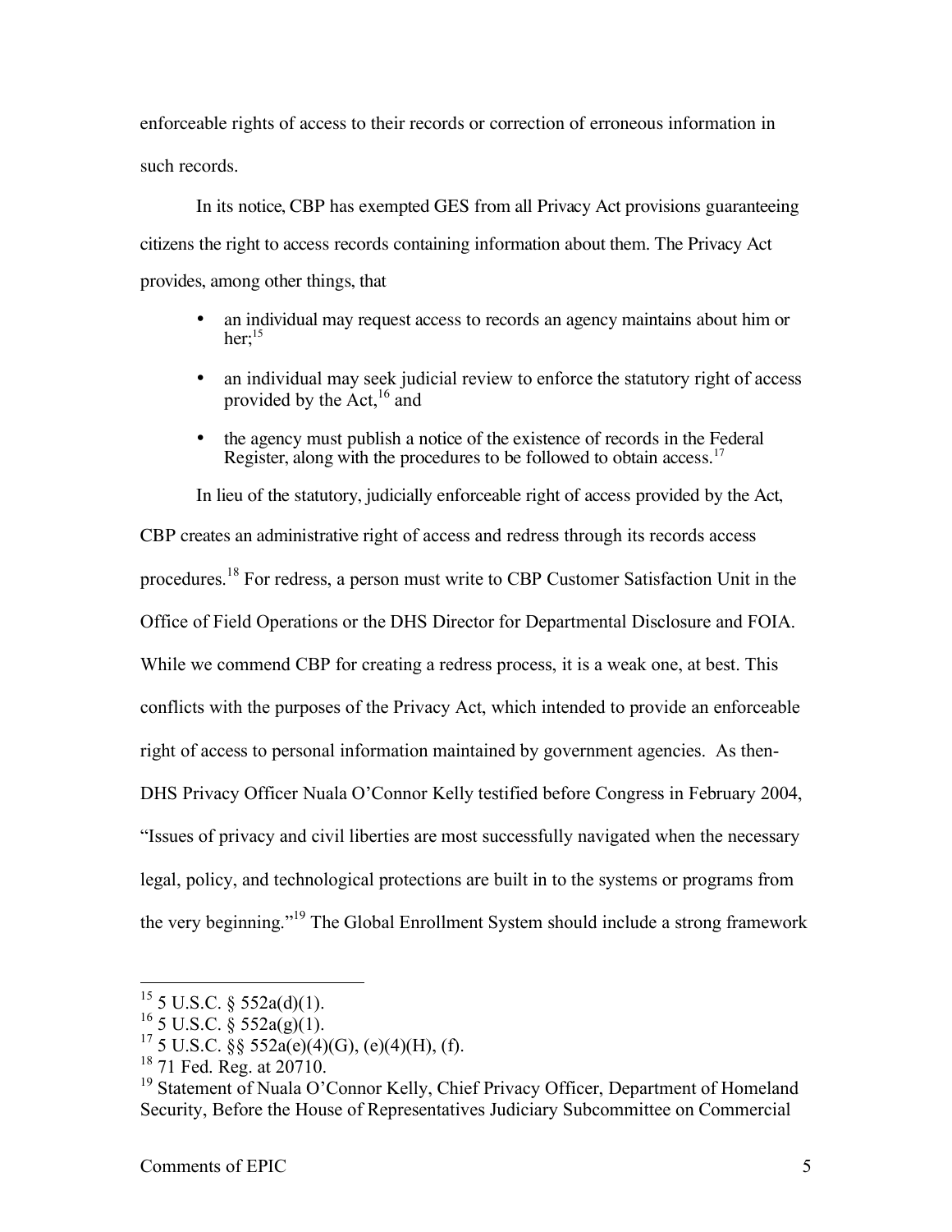enforceable rights of access to their records or correction of erroneous information in such records.

In its notice, CBP has exempted GES from all Privacy Act provisions guaranteeing citizens the right to access records containing information about them. The Privacy Act provides, among other things, that

- an individual may request access to records an agency maintains about him or her;[15]
- an individual may seek judicial review to enforce the statutory right of access provided by the Act,[16] and
- the agency must publish a notice of the existence of records in the Federal Register, along with the procedures to be followed to obtain access.[17]

In lieu of the statutory, judicially enforceable right of access provided by the Act, CBP creates an administrative right of access and redress through its records access procedures.[18] For redress, a person must write to CBP Customer Satisfaction Unit in the Office of Field Operations or the DHS Director for Departmental Disclosure and FOIA. While we commend CBP for creating a redress process, it is a weak one, at best. This conflicts with the purposes of the Privacy Act, which intended to provide an enforceable right of access to personal information maintained by government agencies. As then-DHS Privacy Officer Nuala O'Connor Kelly testified before Congress in February 2004, "Issues of privacy and civil liberties are most successfully navigated when the necessary legal, policy, and technological protections are built in to the systems or programs from the very beginning."[19] The Global Enrollment System should include a strong framework

---

[15] 5 U.S.C. § 552a(d)(1).

[16] 5 U.S.C. § 552a(g)(1).

[17] 5 U.S.C. §§ 552a(e)(4)(G), (e)(4)(H), (f).

[18] 71 Fed. Reg. at 20710.

[19] Statement of Nuala O'Connor Kelly, Chief Privacy Officer, Department of Homeland Security, Before the House of Representatives Judiciary Subcommittee on Commercial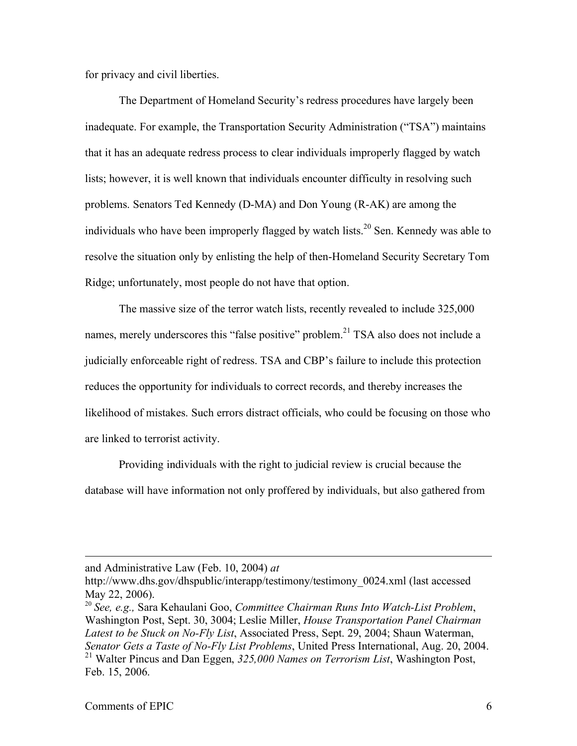for privacy and civil liberties.

The Department of Homeland Security's redress procedures have largely been inadequate. For example, the Transportation Security Administration ("TSA") maintains that it has an adequate redress process to clear individuals improperly flagged by watch lists; however, it is well known that individuals encounter difficulty in resolving such problems. Senators Ted Kennedy (D-MA) and Don Young (R-AK) are among the individuals who have been improperly flagged by watch lists.[20] Sen. Kennedy was able to resolve the situation only by enlisting the help of then-Homeland Security Secretary Tom Ridge; unfortunately, most people do not have that option.

The massive size of the terror watch lists, recently revealed to include 325,000 names, merely underscores this "false positive" problem.[21] TSA also does not include a judicially enforceable right of redress. TSA and CBP's failure to include this protection reduces the opportunity for individuals to correct records, and thereby increases the likelihood of mistakes. Such errors distract officials, who could be focusing on those who are linked to terrorist activity.

Providing individuals with the right to judicial review is crucial because the database will have information not only proffered by individuals, but also gathered from

---

and Administrative Law (Feb. 10, 2004) *at* http://www.dhs.gov/dhspublic/interapp/testimony/testimony_0024.xml (last accessed May 22, 2006).

[20] *See, e.g.,* Sara Kehaulani Goo, *Committee Chairman Runs Into Watch-List Problem*, Washington Post, Sept. 30, 3004; Leslie Miller, *House Transportation Panel Chairman Latest to be Stuck on No-Fly List*, Associated Press, Sept. 29, 2004; Shaun Waterman, *Senator Gets a Taste of No-Fly List Problems*, United Press International, Aug. 20, 2004.

[21] Walter Pincus and Dan Eggen, *325,000 Names on Terrorism List*, Washington Post, Feb. 15, 2006.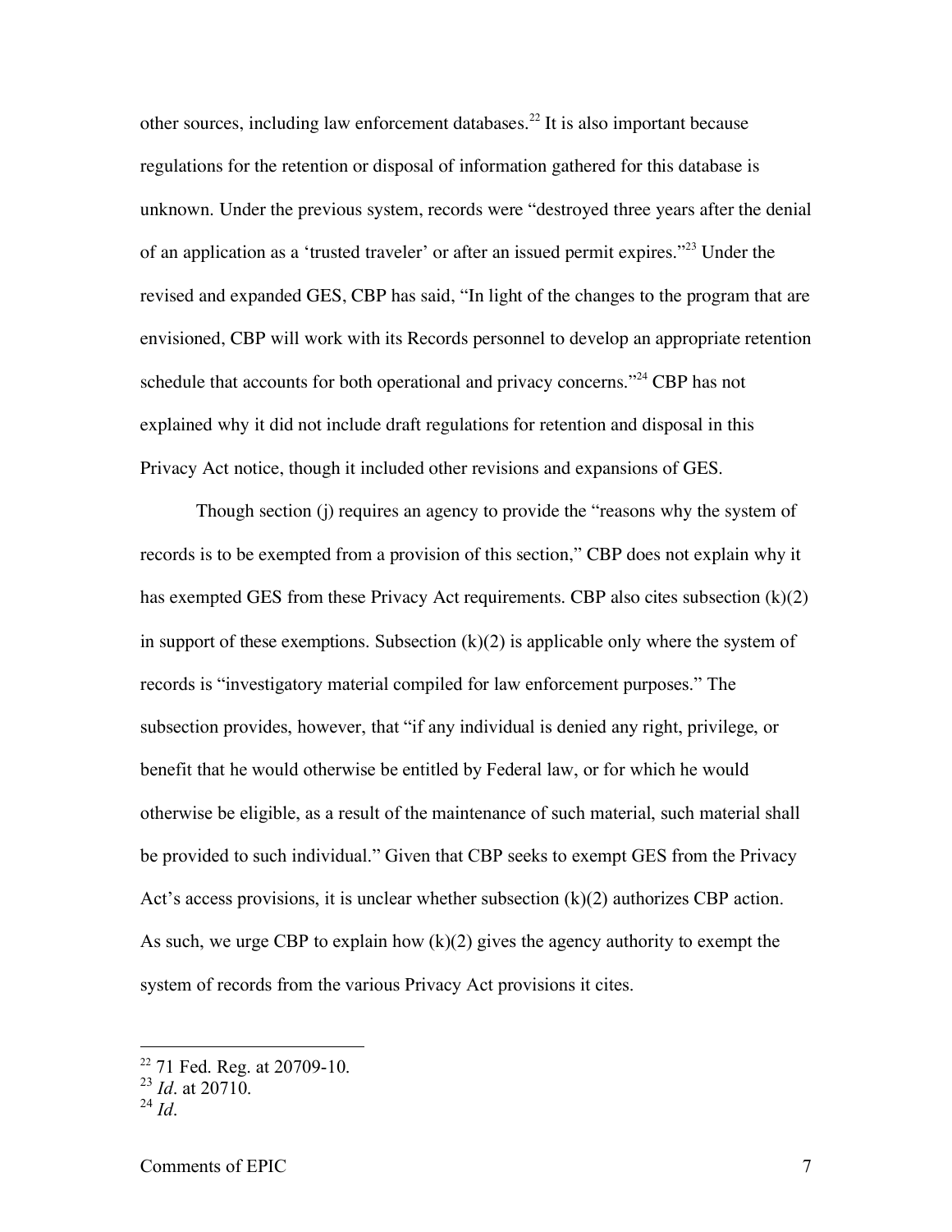other sources, including law enforcement databases.[22] It is also important because regulations for the retention or disposal of information gathered for this database is unknown. Under the previous system, records were "destroyed three years after the denial of an application as a 'trusted traveler' or after an issued permit expires."[23] Under the revised and expanded GES, CBP has said, "In light of the changes to the program that are envisioned, CBP will work with its Records personnel to develop an appropriate retention schedule that accounts for both operational and privacy concerns."[24] CBP has not explained why it did not include draft regulations for retention and disposal in this Privacy Act notice, though it included other revisions and expansions of GES.

Though section (j) requires an agency to provide the "reasons why the system of records is to be exempted from a provision of this section," CBP does not explain why it has exempted GES from these Privacy Act requirements. CBP also cites subsection (k)(2) in support of these exemptions. Subsection (k)(2) is applicable only where the system of records is "investigatory material compiled for law enforcement purposes." The subsection provides, however, that "if any individual is denied any right, privilege, or benefit that he would otherwise be entitled by Federal law, or for which he would otherwise be eligible, as a result of the maintenance of such material, such material shall be provided to such individual." Given that CBP seeks to exempt GES from the Privacy Act's access provisions, it is unclear whether subsection (k)(2) authorizes CBP action. As such, we urge CBP to explain how (k)(2) gives the agency authority to exempt the system of records from the various Privacy Act provisions it cites.

---

[22] 71 Fed. Reg. at 20709-10.

[23] *Id*. at 20710.

[24] *Id*.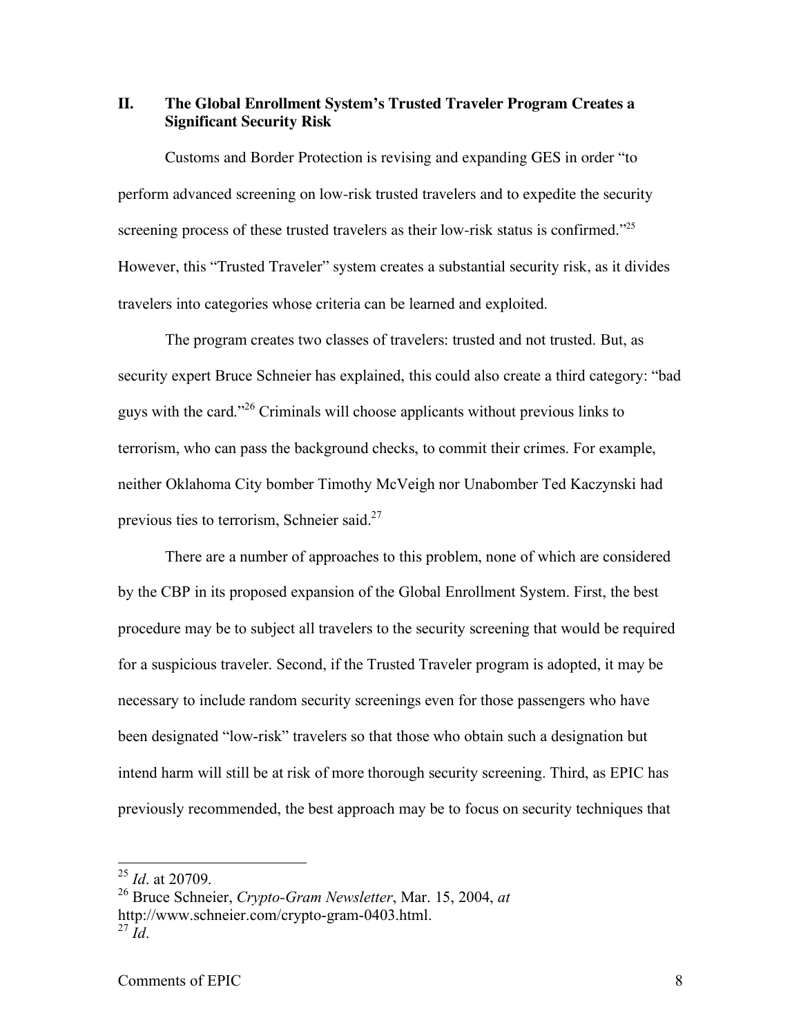## II. The Global Enrollment System's Trusted Traveler Program Creates a Significant Security Risk

Customs and Border Protection is revising and expanding GES in order "to perform advanced screening on low-risk trusted travelers and to expedite the security screening process of these trusted travelers as their low-risk status is confirmed."[25] However, this "Trusted Traveler" system creates a substantial security risk, as it divides travelers into categories whose criteria can be learned and exploited.

The program creates two classes of travelers: trusted and not trusted. But, as security expert Bruce Schneier has explained, this could also create a third category: "bad guys with the card."[26] Criminals will choose applicants without previous links to terrorism, who can pass the background checks, to commit their crimes. For example, neither Oklahoma City bomber Timothy McVeigh nor Unabomber Ted Kaczynski had previous ties to terrorism, Schneier said.[27]

There are a number of approaches to this problem, none of which are considered by the CBP in its proposed expansion of the Global Enrollment System. First, the best procedure may be to subject all travelers to the security screening that would be required for a suspicious traveler. Second, if the Trusted Traveler program is adopted, it may be necessary to include random security screenings even for those passengers who have been designated "low-risk" travelers so that those who obtain such a designation but intend harm will still be at risk of more thorough security screening. Third, as EPIC has previously recommended, the best approach may be to focus on security techniques that

---

[25] *Id*. at 20709.

[26] Bruce Schneier, *Crypto-Gram Newsletter*, Mar. 15, 2004, *at* http://www.schneier.com/crypto-gram-0403.html.

[27] *Id*.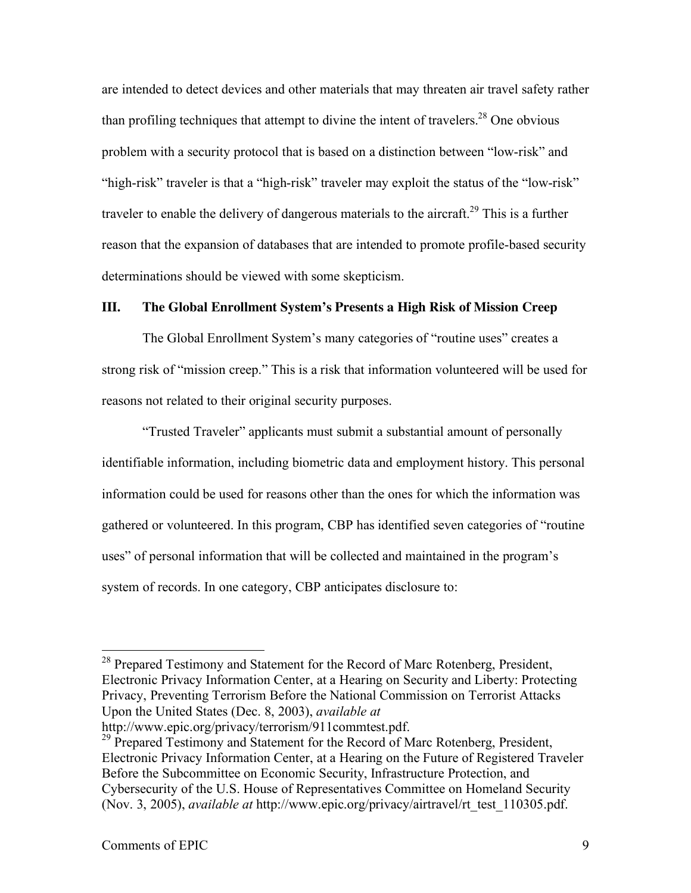are intended to detect devices and other materials that may threaten air travel safety rather than profiling techniques that attempt to divine the intent of travelers.[28] One obvious problem with a security protocol that is based on a distinction between "low-risk" and "high-risk" traveler is that a "high-risk" traveler may exploit the status of the "low-risk" traveler to enable the delivery of dangerous materials to the aircraft.[29] This is a further reason that the expansion of databases that are intended to promote profile-based security determinations should be viewed with some skepticism.

## III. The Global Enrollment System's Presents a High Risk of Mission Creep

The Global Enrollment System's many categories of "routine uses" creates a strong risk of "mission creep." This is a risk that information volunteered will be used for reasons not related to their original security purposes.

"Trusted Traveler" applicants must submit a substantial amount of personally identifiable information, including biometric data and employment history. This personal information could be used for reasons other than the ones for which the information was gathered or volunteered. In this program, CBP has identified seven categories of "routine uses" of personal information that will be collected and maintained in the program's system of records. In one category, CBP anticipates disclosure to:

---

[28] Prepared Testimony and Statement for the Record of Marc Rotenberg, President, Electronic Privacy Information Center, at a Hearing on Security and Liberty: Protecting Privacy, Preventing Terrorism Before the National Commission on Terrorist Attacks Upon the United States (Dec. 8, 2003), *available at* http://www.epic.org/privacy/terrorism/911commtest.pdf.

[29] Prepared Testimony and Statement for the Record of Marc Rotenberg, President, Electronic Privacy Information Center, at a Hearing on the Future of Registered Traveler Before the Subcommittee on Economic Security, Infrastructure Protection, and Cybersecurity of the U.S. House of Representatives Committee on Homeland Security (Nov. 3, 2005), *available at* http://www.epic.org/privacy/airtravel/rt_test_110305.pdf.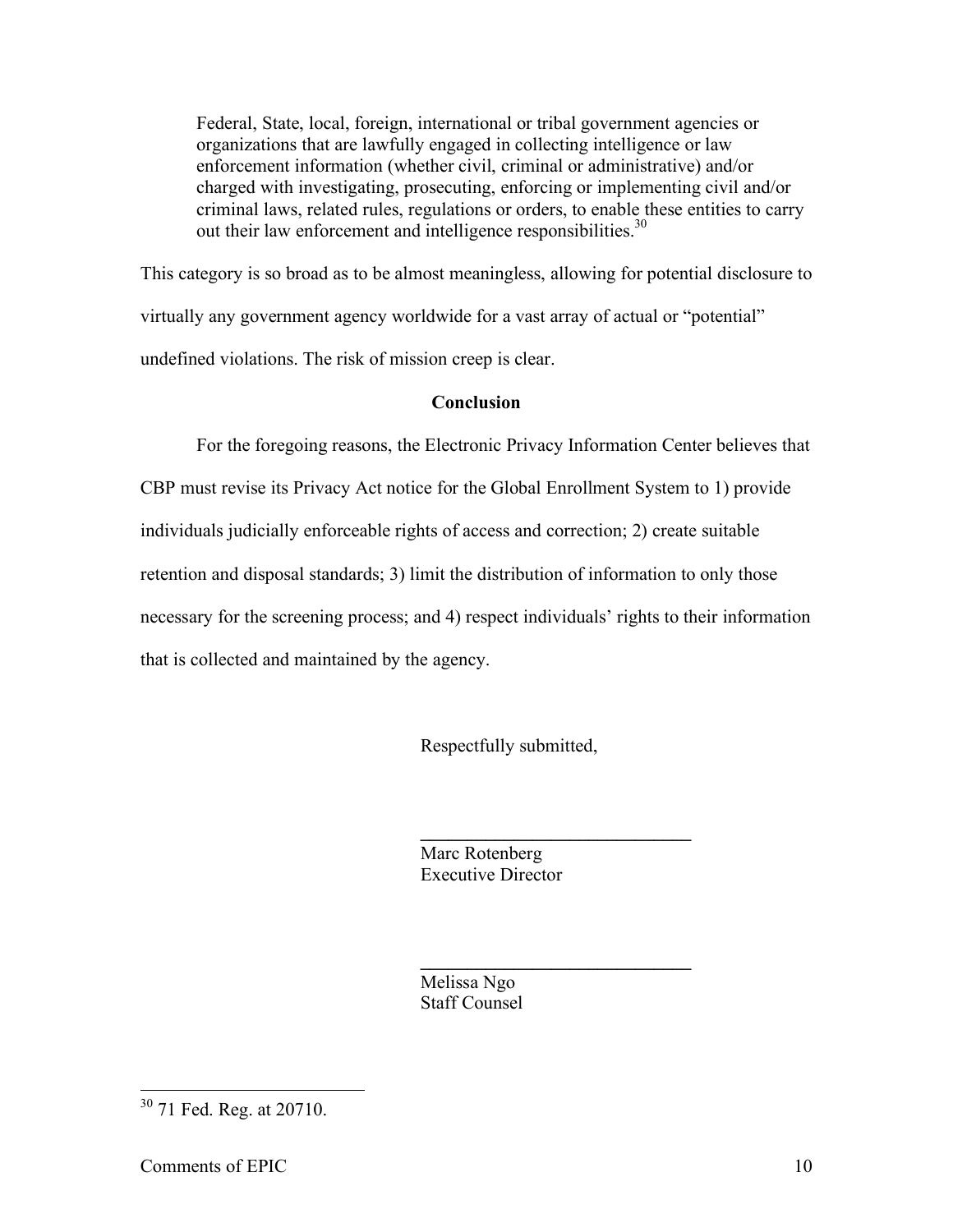> Federal, State, local, foreign, international or tribal government agencies or organizations that are lawfully engaged in collecting intelligence or law enforcement information (whether civil, criminal or administrative) and/or charged with investigating, prosecuting, enforcing or implementing civil and/or criminal laws, related rules, regulations or orders, to enable these entities to carry out their law enforcement and intelligence responsibilities.[30]

This category is so broad as to be almost meaningless, allowing for potential disclosure to virtually any government agency worldwide for a vast array of actual or "potential" undefined violations. The risk of mission creep is clear.

## Conclusion

For the foregoing reasons, the Electronic Privacy Information Center believes that CBP must revise its Privacy Act notice for the Global Enrollment System to 1) provide individuals judicially enforceable rights of access and correction; 2) create suitable retention and disposal standards; 3) limit the distribution of information to only those necessary for the screening process; and 4) respect individuals' rights to their information that is collected and maintained by the agency.

Respectfully submitted,

______________________________
Marc Rotenberg
Executive Director

______________________________
Melissa Ngo
Staff Counsel

---

[30] 71 Fed. Reg. at 20710.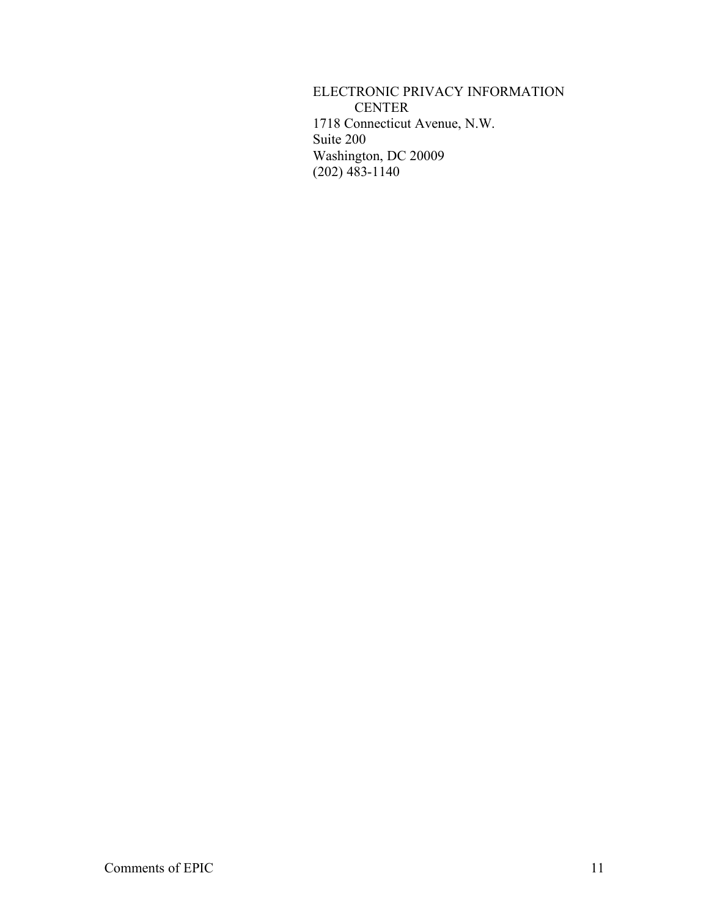ELECTRONIC PRIVACY INFORMATION
CENTER
1718 Connecticut Avenue, N.W.
Suite 200
Washington, DC 20009
(202) 483-1140